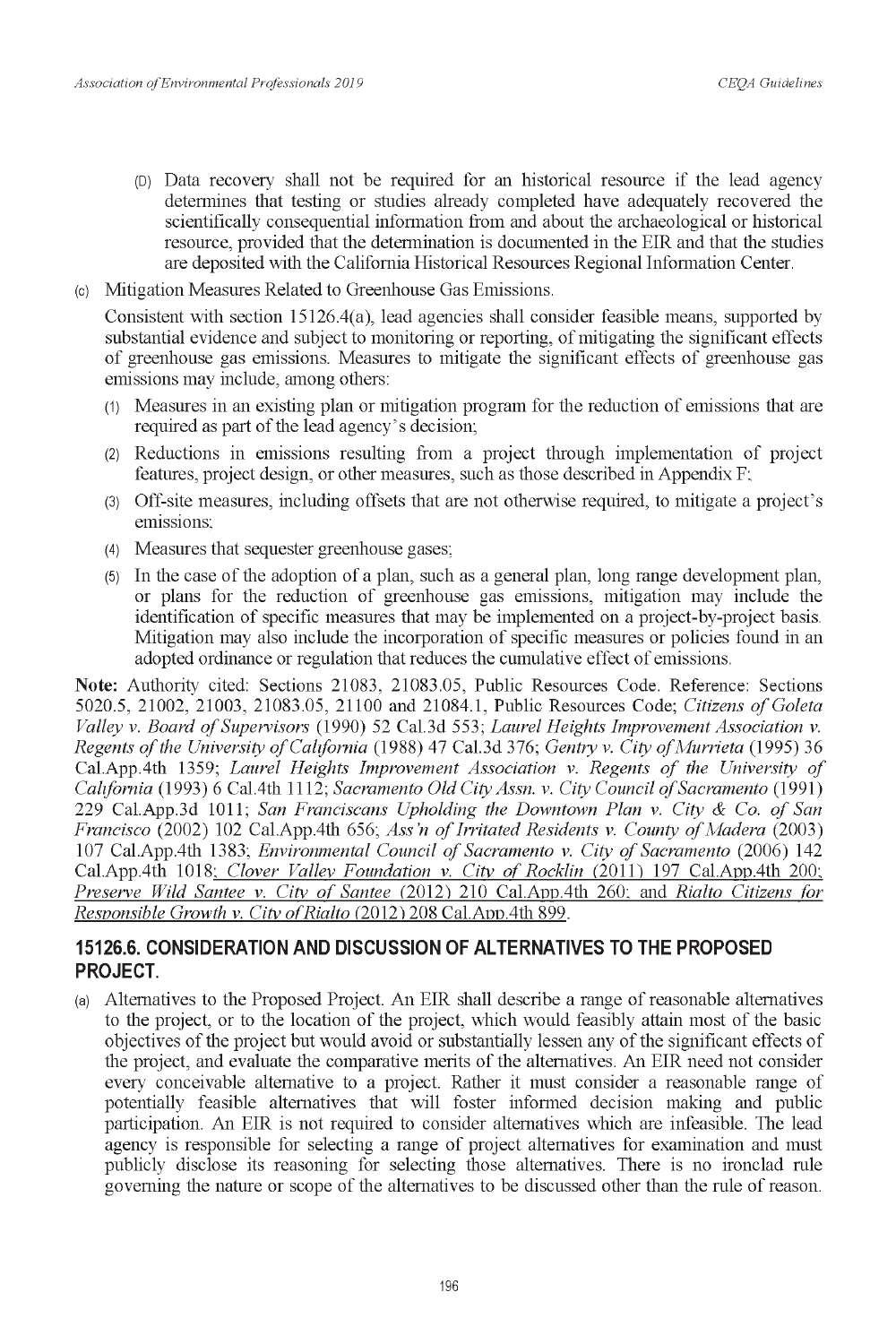(D) Data recovery shall not be required for an historical resource if the lead agency determines that testing or studies already completed have adequately recovered the scientifically consequential information from and about the archaeological or historical resource, provided that the determination is documented in the EIR and that the studies are deposited with the California Historical Resources Regional Information Center.

(c) Mitigation Measures Related to Greenhouse Gas Emissions.

Consistent with section 15126.4(a), lead agencies shall consider feasible means, supported by substantial evidence and subject to monitoring or reporting, of mitigating the significant effects of greenhouse gas emissions. Measures to mitigate the significant effects of greenhouse gas emissions may include, among others:

(1) Measures in an existing plan or mitigation program for the reduction of emissions that are required as part of the lead agency's decision;

(2) Reductions in emissions resulting from a project through implementation of project features, project design, or other measures, such as those described in Appendix F;

(3) Off-site measures, including offsets that are not otherwise required, to mitigate a project's emissions;

(4) Measures that sequester greenhouse gases;

(5) In the case of the adoption of a plan, such as a general plan, long range development plan, or plans for the reduction of greenhouse gas emissions, mitigation may include the identification of specific measures that may be implemented on a project-by-project basis. Mitigation may also include the incorporation of specific measures or policies found in an adopted ordinance or regulation that reduces the cumulative effect of emissions.

**Note:** Authority cited: Sections 21083, 21083.05, Public Resources Code. Reference: Sections 5020.5, 21002, 21003, 21083.05, 21100 and 21084.1, Public Resources Code; *Citizens of Goleta Valley v. Board of Supervisors* (1990) 52 Cal.3d 553; *Laurel Heights Improvement Association v. Regents of the University of California* (1988) 47 Cal.3d 376; *Gentry v. City of Murrieta* (1995) 36 Cal.App.4th 1359; *Laurel Heights Improvement Association v. Regents of the University of California* (1993) 6 Cal.4th 1112; *Sacramento Old City Assn. v. City Council of Sacramento* (1991) 229 Cal.App.3d 1011; *San Franciscans Upholding the Downtown Plan v. City & Co. of San Francisco* (2002) 102 Cal.App.4th 656; *Ass'n of Irritated Residents v. County of Madera* (2003) 107 Cal.App.4th 1383; *Environmental Council of Sacramento v. City of Sacramento* (2006) 142 Cal.App.4th 1018; *Clover Valley Foundation v. City of Rocklin* (2011) 197 Cal.App.4th 200; *Preserve Wild Santee v. City of Santee* (2012) 210 Cal.App.4th 260; and *Rialto Citizens for Responsible Growth v. City of Rialto* (2012) 208 Cal.App.4th 899.

## 15126.6. CONSIDERATION AND DISCUSSION OF ALTERNATIVES TO THE PROPOSED PROJECT.

(a) Alternatives to the Proposed Project. An EIR shall describe a range of reasonable alternatives to the project, or to the location of the project, which would feasibly attain most of the basic objectives of the project but would avoid or substantially lessen any of the significant effects of the project, and evaluate the comparative merits of the alternatives. An EIR need not consider every conceivable alternative to a project. Rather it must consider a reasonable range of potentially feasible alternatives that will foster informed decision making and public participation. An EIR is not required to consider alternatives which are infeasible. The lead agency is responsible for selecting a range of project alternatives for examination and must publicly disclose its reasoning for selecting those alternatives. There is no ironclad rule governing the nature or scope of the alternatives to be discussed other than the rule of reason.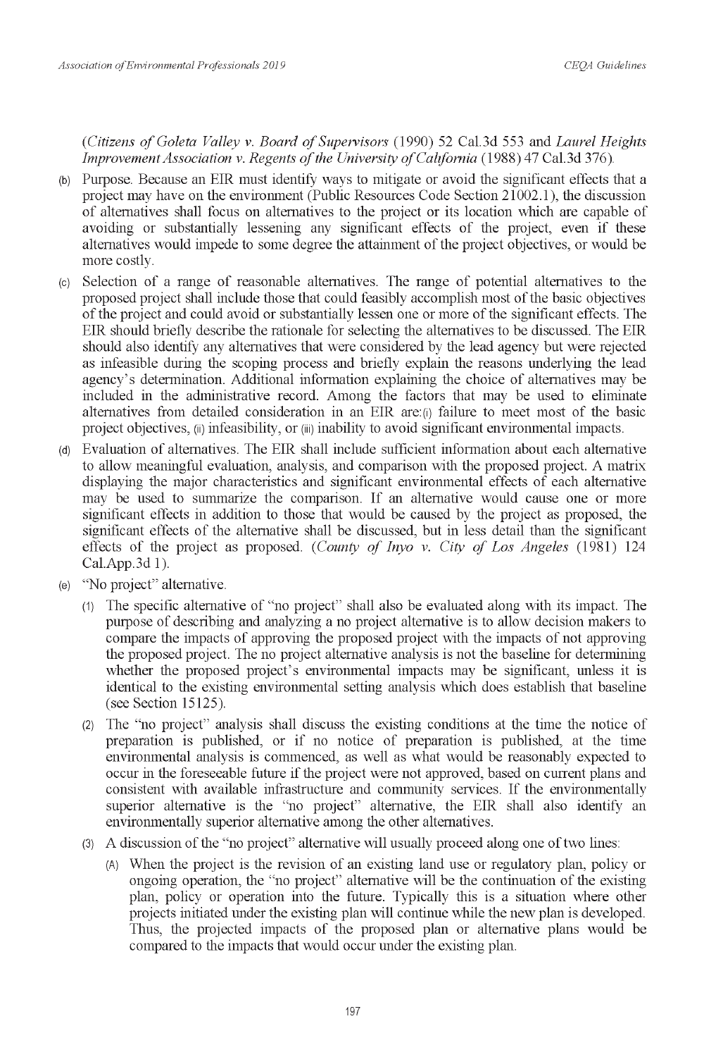(*Citizens of Goleta Valley v. Board of Supervisors* (1990) 52 Cal.3d 553 and *Laurel Heights Improvement Association v. Regents of the University of California* (1988) 47 Cal.3d 376).

(b) Purpose. Because an EIR must identify ways to mitigate or avoid the significant effects that a project may have on the environment (Public Resources Code Section 21002.1), the discussion of alternatives shall focus on alternatives to the project or its location which are capable of avoiding or substantially lessening any significant effects of the project, even if these alternatives would impede to some degree the attainment of the project objectives, or would be more costly.

(c) Selection of a range of reasonable alternatives. The range of potential alternatives to the proposed project shall include those that could feasibly accomplish most of the basic objectives of the project and could avoid or substantially lessen one or more of the significant effects. The EIR should briefly describe the rationale for selecting the alternatives to be discussed. The EIR should also identify any alternatives that were considered by the lead agency but were rejected as infeasible during the scoping process and briefly explain the reasons underlying the lead agency's determination. Additional information explaining the choice of alternatives may be included in the administrative record. Among the factors that may be used to eliminate alternatives from detailed consideration in an EIR are: (i) failure to meet most of the basic project objectives, (ii) infeasibility, or (iii) inability to avoid significant environmental impacts.

(d) Evaluation of alternatives. The EIR shall include sufficient information about each alternative to allow meaningful evaluation, analysis, and comparison with the proposed project. A matrix displaying the major characteristics and significant environmental effects of each alternative may be used to summarize the comparison. If an alternative would cause one or more significant effects in addition to those that would be caused by the project as proposed, the significant effects of the alternative shall be discussed, but in less detail than the significant effects of the project as proposed. (*County of Inyo v. City of Los Angeles* (1981) 124 Cal.App.3d 1).

(e) "No project" alternative.

(1) The specific alternative of "no project" shall also be evaluated along with its impact. The purpose of describing and analyzing a no project alternative is to allow decision makers to compare the impacts of approving the proposed project with the impacts of not approving the proposed project. The no project alternative analysis is not the baseline for determining whether the proposed project's environmental impacts may be significant, unless it is identical to the existing environmental setting analysis which does establish that baseline (see Section 15125).

(2) The "no project" analysis shall discuss the existing conditions at the time the notice of preparation is published, or if no notice of preparation is published, at the time environmental analysis is commenced, as well as what would be reasonably expected to occur in the foreseeable future if the project were not approved, based on current plans and consistent with available infrastructure and community services. If the environmentally superior alternative is the "no project" alternative, the EIR shall also identify an environmentally superior alternative among the other alternatives.

(3) A discussion of the "no project" alternative will usually proceed along one of two lines:

(A) When the project is the revision of an existing land use or regulatory plan, policy or ongoing operation, the "no project" alternative will be the continuation of the existing plan, policy or operation into the future. Typically this is a situation where other projects initiated under the existing plan will continue while the new plan is developed. Thus, the projected impacts of the proposed plan or alternative plans would be compared to the impacts that would occur under the existing plan.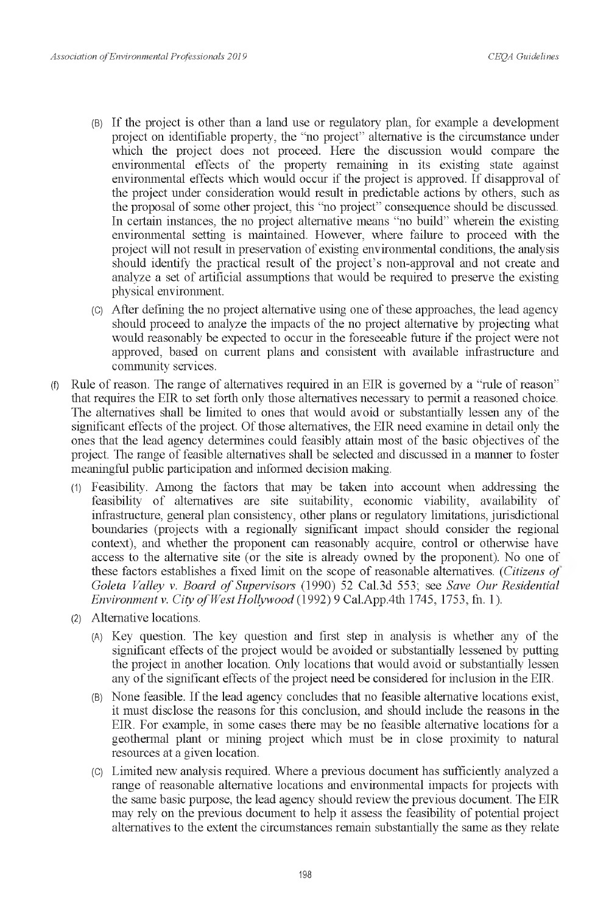(B) If the project is other than a land use or regulatory plan, for example a development project on identifiable property, the "no project" alternative is the circumstance under which the project does not proceed. Here the discussion would compare the environmental effects of the property remaining in its existing state against environmental effects which would occur if the project is approved. If disapproval of the project under consideration would result in predictable actions by others, such as the proposal of some other project, this "no project" consequence should be discussed. In certain instances, the no project alternative means "no build" wherein the existing environmental setting is maintained. However, where failure to proceed with the project will not result in preservation of existing environmental conditions, the analysis should identify the practical result of the project's non-approval and not create and analyze a set of artificial assumptions that would be required to preserve the existing physical environment.

(C) After defining the no project alternative using one of these approaches, the lead agency should proceed to analyze the impacts of the no project alternative by projecting what would reasonably be expected to occur in the foreseeable future if the project were not approved, based on current plans and consistent with available infrastructure and community services.

(f) Rule of reason. The range of alternatives required in an EIR is governed by a "rule of reason" that requires the EIR to set forth only those alternatives necessary to permit a reasoned choice. The alternatives shall be limited to ones that would avoid or substantially lessen any of the significant effects of the project. Of those alternatives, the EIR need examine in detail only the ones that the lead agency determines could feasibly attain most of the basic objectives of the project. The range of feasible alternatives shall be selected and discussed in a manner to foster meaningful public participation and informed decision making.

(1) Feasibility. Among the factors that may be taken into account when addressing the feasibility of alternatives are site suitability, economic viability, availability of infrastructure, general plan consistency, other plans or regulatory limitations, jurisdictional boundaries (projects with a regionally significant impact should consider the regional context), and whether the proponent can reasonably acquire, control or otherwise have access to the alternative site (or the site is already owned by the proponent). No one of these factors establishes a fixed limit on the scope of reasonable alternatives. (*Citizens of Goleta Valley v. Board of Supervisors* (1990) 52 Cal.3d 553; see *Save Our Residential Environment v. City of West Hollywood* (1992) 9 Cal.App.4th 1745, 1753, fn. 1).

(2) Alternative locations.

(A) Key question. The key question and first step in analysis is whether any of the significant effects of the project would be avoided or substantially lessened by putting the project in another location. Only locations that would avoid or substantially lessen any of the significant effects of the project need be considered for inclusion in the EIR.

(B) None feasible. If the lead agency concludes that no feasible alternative locations exist, it must disclose the reasons for this conclusion, and should include the reasons in the EIR. For example, in some cases there may be no feasible alternative locations for a geothermal plant or mining project which must be in close proximity to natural resources at a given location.

(C) Limited new analysis required. Where a previous document has sufficiently analyzed a range of reasonable alternative locations and environmental impacts for projects with the same basic purpose, the lead agency should review the previous document. The EIR may rely on the previous document to help it assess the feasibility of potential project alternatives to the extent the circumstances remain substantially the same as they relate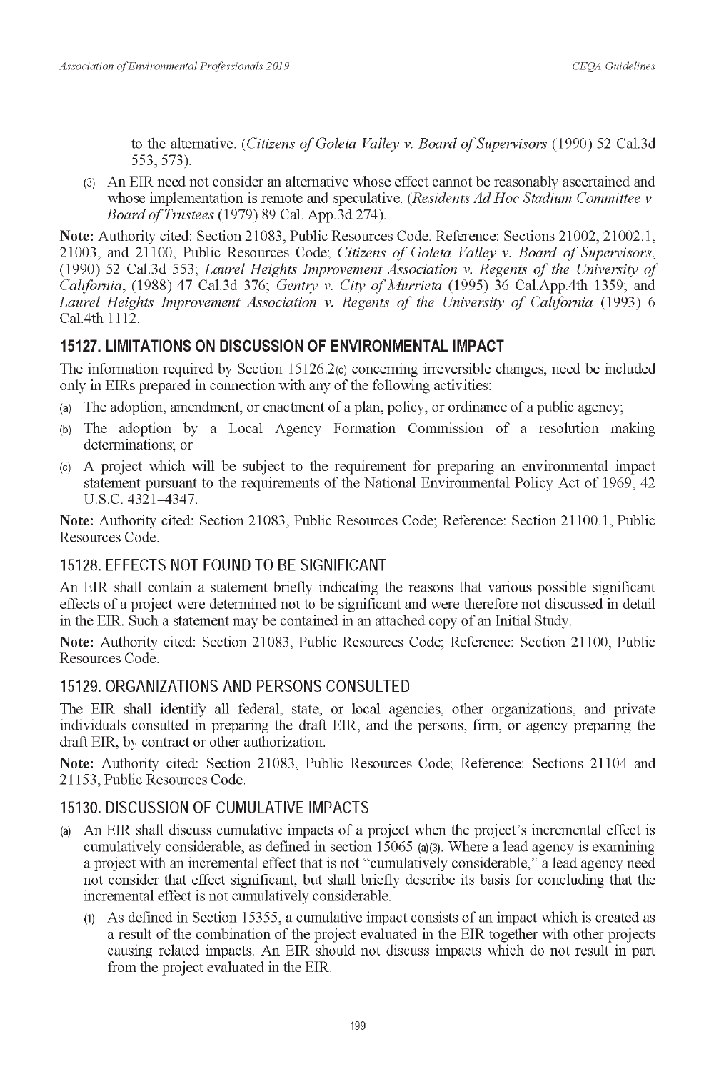to the alternative. (*Citizens of Goleta Valley v. Board of Supervisors* (1990) 52 Cal.3d 553, 573).

(3) An EIR need not consider an alternative whose effect cannot be reasonably ascertained and whose implementation is remote and speculative. (*Residents Ad Hoc Stadium Committee v. Board of Trustees* (1979) 89 Cal. App.3d 274).

**Note:** Authority cited: Section 21083, Public Resources Code. Reference: Sections 21002, 21002.1, 21003, and 21100, Public Resources Code; *Citizens of Goleta Valley v. Board of Supervisors*, (1990) 52 Cal.3d 553; *Laurel Heights Improvement Association v. Regents of the University of California*, (1988) 47 Cal.3d 376; *Gentry v. City of Murrieta* (1995) 36 Cal.App.4th 1359; and *Laurel Heights Improvement Association v. Regents of the University of California* (1993) 6 Cal.4th 1112.

## 15127. LIMITATIONS ON DISCUSSION OF ENVIRONMENTAL IMPACT

The information required by Section 15126.2(c) concerning irreversible changes, need be included only in EIRs prepared in connection with any of the following activities:

(a) The adoption, amendment, or enactment of a plan, policy, or ordinance of a public agency;

(b) The adoption by a Local Agency Formation Commission of a resolution making determinations; or

(c) A project which will be subject to the requirement for preparing an environmental impact statement pursuant to the requirements of the National Environmental Policy Act of 1969, 42 U.S.C. 4321–4347.

**Note:** Authority cited: Section 21083, Public Resources Code; Reference: Section 21100.1, Public Resources Code.

## 15128. EFFECTS NOT FOUND TO BE SIGNIFICANT

An EIR shall contain a statement briefly indicating the reasons that various possible significant effects of a project were determined not to be significant and were therefore not discussed in detail in the EIR. Such a statement may be contained in an attached copy of an Initial Study.

**Note:** Authority cited: Section 21083, Public Resources Code; Reference: Section 21100, Public Resources Code.

## 15129. ORGANIZATIONS AND PERSONS CONSULTED

The EIR shall identify all federal, state, or local agencies, other organizations, and private individuals consulted in preparing the draft EIR, and the persons, firm, or agency preparing the draft EIR, by contract or other authorization.

**Note:** Authority cited: Section 21083, Public Resources Code; Reference: Sections 21104 and 21153, Public Resources Code.

## 15130. DISCUSSION OF CUMULATIVE IMPACTS

(a) An EIR shall discuss cumulative impacts of a project when the project's incremental effect is cumulatively considerable, as defined in section 15065 (a)(3). Where a lead agency is examining a project with an incremental effect that is not "cumulatively considerable," a lead agency need not consider that effect significant, but shall briefly describe its basis for concluding that the incremental effect is not cumulatively considerable.

(1) As defined in Section 15355, a cumulative impact consists of an impact which is created as a result of the combination of the project evaluated in the EIR together with other projects causing related impacts. An EIR should not discuss impacts which do not result in part from the project evaluated in the EIR.